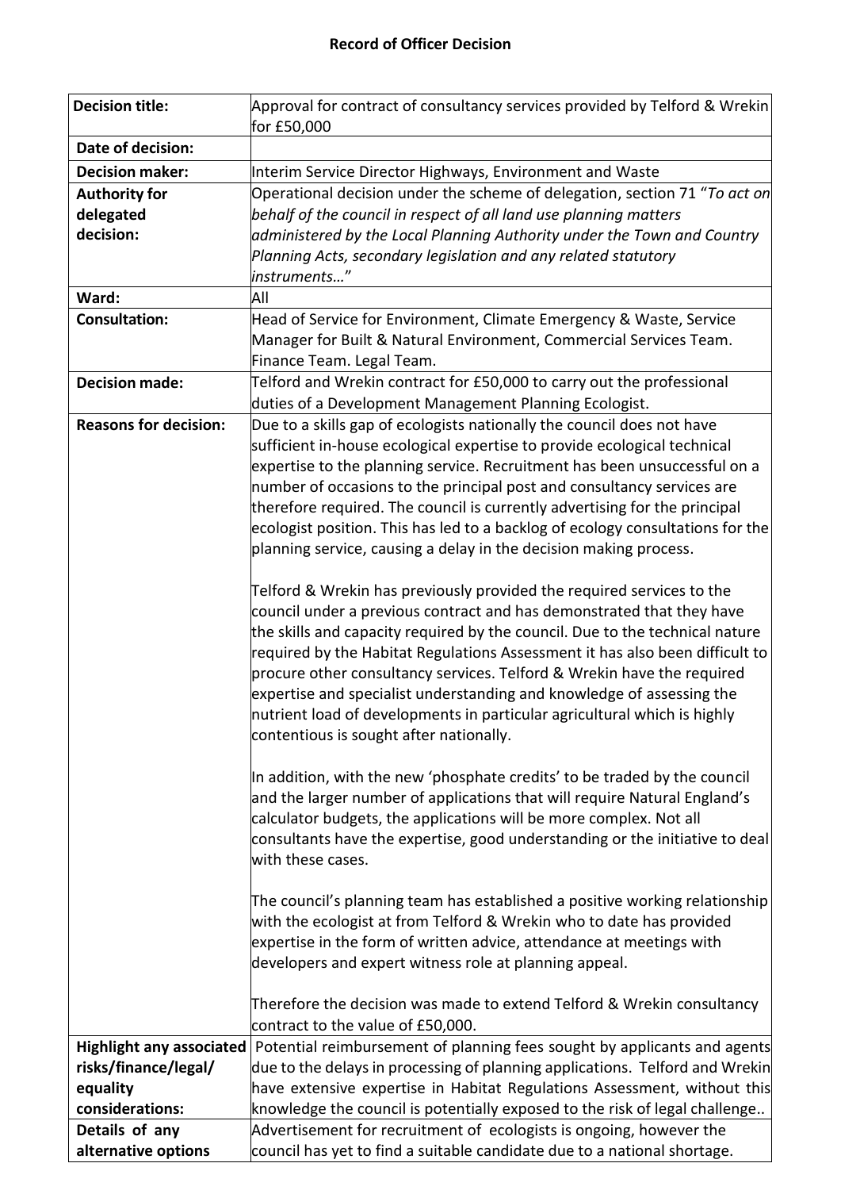# Record of Officer Decision

| Decision title: | Approval for contract of consultancy services provided by Telford & Wrekin for £50,000 |
|---|---|
| Date of decision: | |
| Decision maker: | Interim Service Director Highways, Environment and Waste |
| Authority for delegated decision: | Operational decision under the scheme of delegation, section 71 "*To act on behalf of the council in respect of all land use planning matters administered by the Local Planning Authority under the Town and Country Planning Acts, secondary legislation and any related statutory instruments…*" |
| Ward: | All |
| Consultation: | Head of Service for Environment, Climate Emergency & Waste, Service Manager for Built & Natural Environment, Commercial Services Team. Finance Team. Legal Team. |
| Decision made: | Telford and Wrekin contract for £50,000 to carry out the professional duties of a Development Management Planning Ecologist. |
| Reasons for decision: | Due to a skills gap of ecologists nationally the council does not have sufficient in-house ecological expertise to provide ecological technical expertise to the planning service. Recruitment has been unsuccessful on a number of occasions to the principal post and consultancy services are therefore required. The council is currently advertising for the principal ecologist position. This has led to a backlog of ecology consultations for the planning service, causing a delay in the decision making process.<br><br>Telford & Wrekin has previously provided the required services to the council under a previous contract and has demonstrated that they have the skills and capacity required by the council. Due to the technical nature required by the Habitat Regulations Assessment it has also been difficult to procure other consultancy services. Telford & Wrekin have the required expertise and specialist understanding and knowledge of assessing the nutrient load of developments in particular agricultural which is highly contentious is sought after nationally.<br><br>In addition, with the new 'phosphate credits' to be traded by the council and the larger number of applications that will require Natural England's calculator budgets, the applications will be more complex. Not all consultants have the expertise, good understanding or the initiative to deal with these cases.<br><br>The council's planning team has established a positive working relationship with the ecologist at from Telford & Wrekin who to date has provided expertise in the form of written advice, attendance at meetings with developers and expert witness role at planning appeal.<br><br>Therefore the decision was made to extend Telford & Wrekin consultancy contract to the value of £50,000. |
| Highlight any associated risks/finance/legal/ equality considerations: | Potential reimbursement of planning fees sought by applicants and agents due to the delays in processing of planning applications. Telford and Wrekin have extensive expertise in Habitat Regulations Assessment, without this knowledge the council is potentially exposed to the risk of legal challenge.. |
| Details of any alternative options | Advertisement for recruitment of ecologists is ongoing, however the council has yet to find a suitable candidate due to a national shortage. |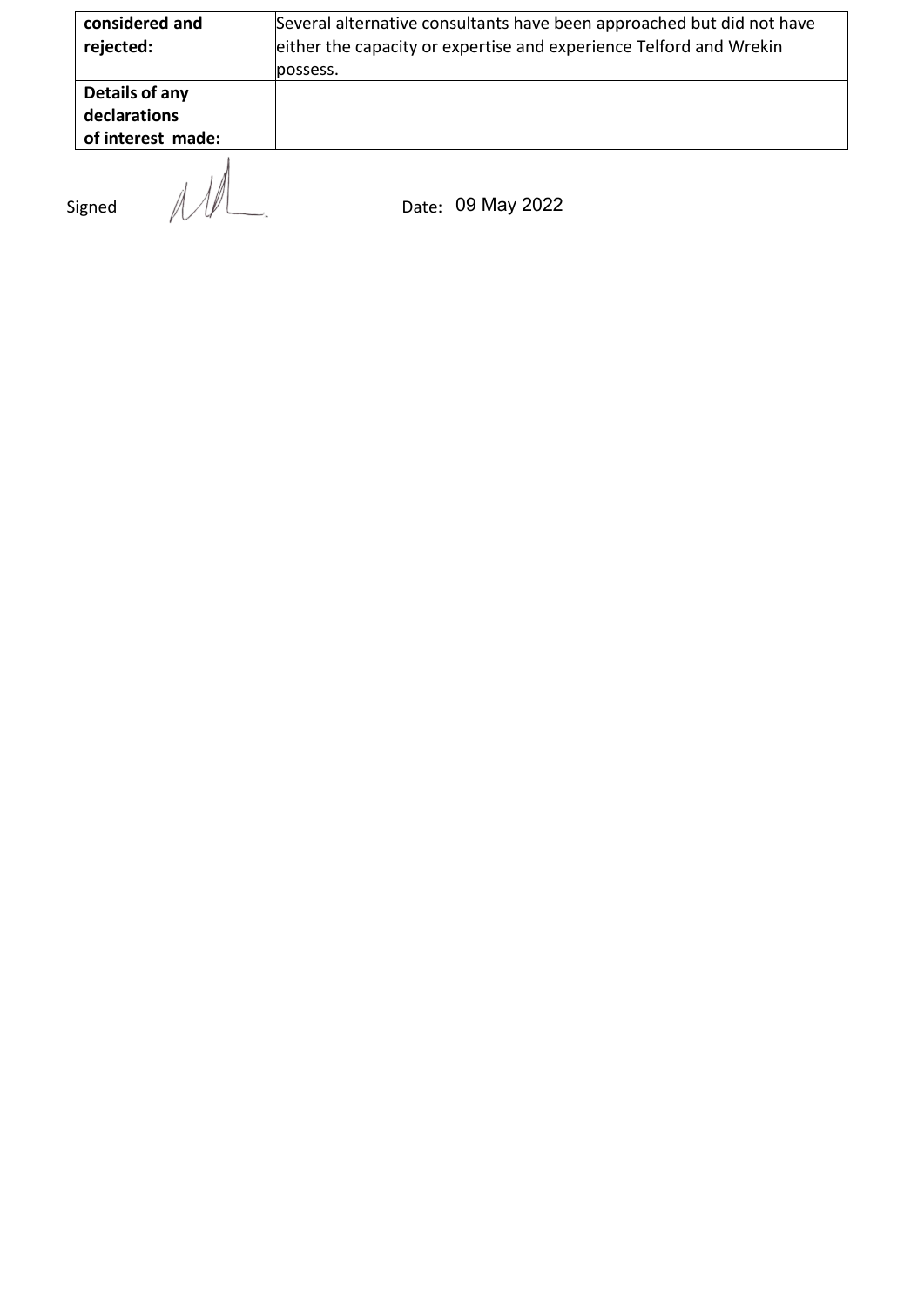| | |
|---|---|
| **considered and rejected:** | Several alternative consultants have been approached but did not have either the capacity or expertise and experience Telford and Wrekin possess. |
| **Details of any declarations of interest made:** | |

Signed Date: 09 May 2022